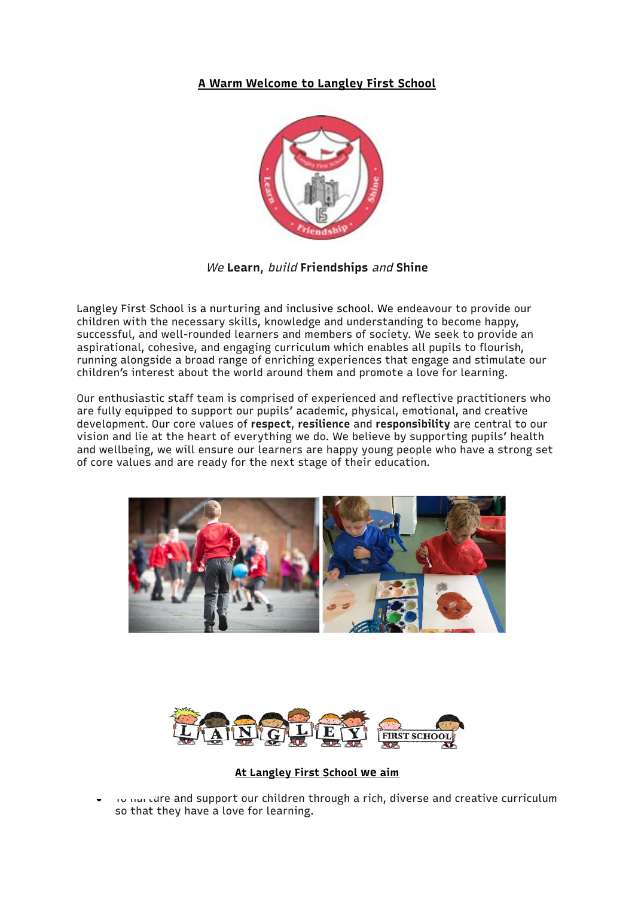**A Warm Welcome to Langley First School**

*We* **Learn**, *build* **Friendships** *and* **Shine**

Langley First School is a nurturing and inclusive school. We endeavour to provide our children with the necessary skills, knowledge and understanding to become happy, successful, and well-rounded learners and members of society. We seek to provide an aspirational, cohesive, and engaging curriculum which enables all pupils to flourish, running alongside a broad range of enriching experiences that engage and stimulate our children's interest about the world around them and promote a love for learning.

Our enthusiastic staff team is comprised of experienced and reflective practitioners who are fully equipped to support our pupils' academic, physical, emotional, and creative development. Our core values of **respect**, **resilience** and **responsibility** are central to our vision and lie at the heart of everything we do. We believe by supporting pupils' health and wellbeing, we will ensure our learners are happy young people who have a strong set of core values and are ready for the next stage of their education.

**At Langley First School we aim**

- To nurture and support our children through a rich, diverse and creative curriculum so that they have a love for learning.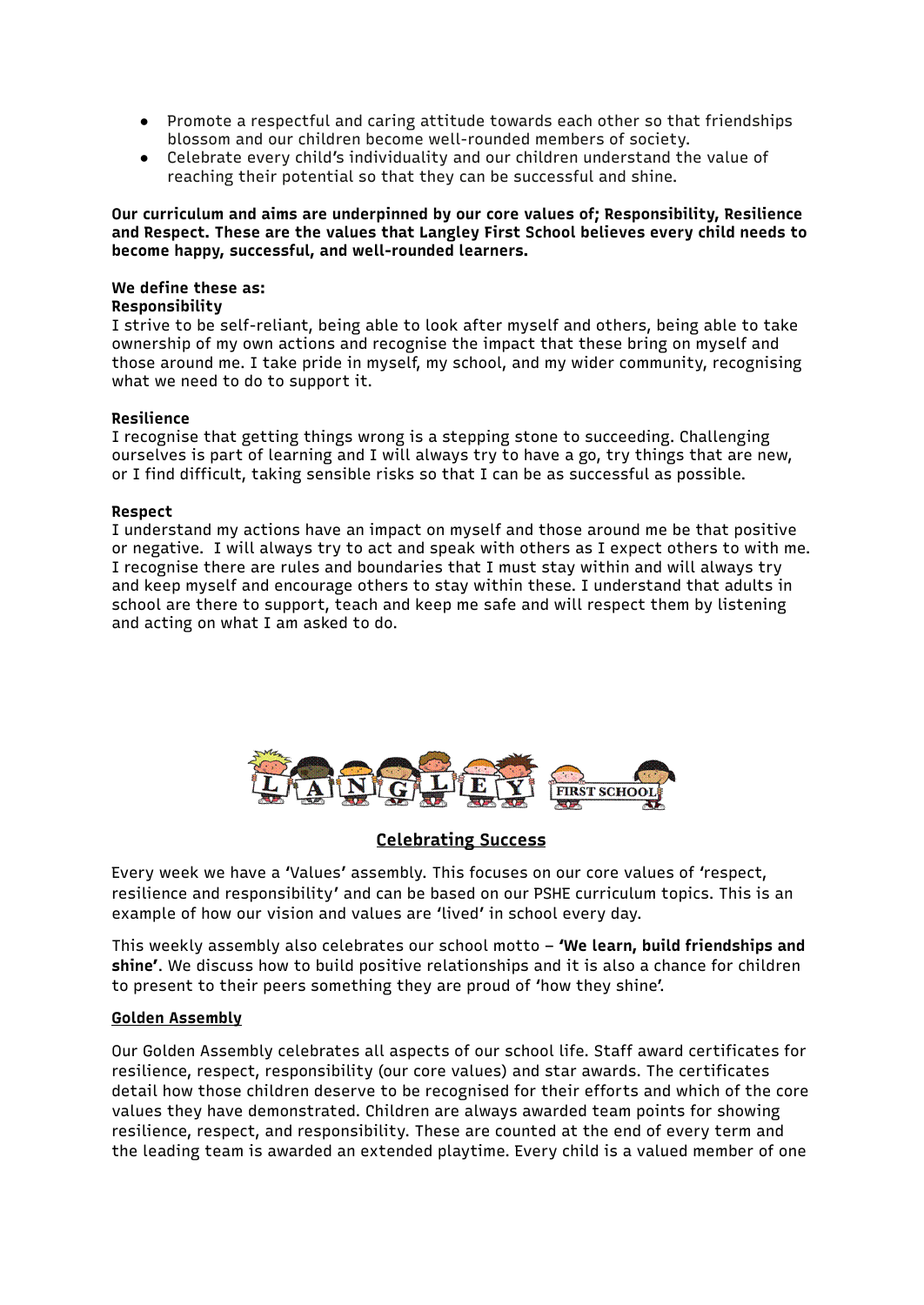- Promote a respectful and caring attitude towards each other so that friendships blossom and our children become well-rounded members of society.
- Celebrate every child's individuality and our children understand the value of reaching their potential so that they can be successful and shine.

**Our curriculum and aims are underpinned by our core values of; Responsibility, Resilience and Respect. These are the values that Langley First School believes every child needs to become happy, successful, and well-rounded learners.**

**We define these as:**

**Responsibility**

I strive to be self-reliant, being able to look after myself and others, being able to take ownership of my own actions and recognise the impact that these bring on myself and those around me. I take pride in myself, my school, and my wider community, recognising what we need to do to support it.

**Resilience**

I recognise that getting things wrong is a stepping stone to succeeding. Challenging ourselves is part of learning and I will always try to have a go, try things that are new, or I find difficult, taking sensible risks so that I can be as successful as possible.

**Respect**

I understand my actions have an impact on myself and those around me be that positive or negative. I will always try to act and speak with others as I expect others to with me. I recognise there are rules and boundaries that I must stay within and will always try and keep myself and encourage others to stay within these. I understand that adults in school are there to support, teach and keep me safe and will respect them by listening and acting on what I am asked to do.

## Celebrating Success

Every week we have a 'Values' assembly. This focuses on our core values of 'respect, resilience and responsibility' and can be based on our PSHE curriculum topics. This is an example of how our vision and values are 'lived' in school every day.

This weekly assembly also celebrates our school motto – **'We learn, build friendships and shine'**. We discuss how to build positive relationships and it is also a chance for children to present to their peers something they are proud of 'how they shine'.

### Golden Assembly

Our Golden Assembly celebrates all aspects of our school life. Staff award certificates for resilience, respect, responsibility (our core values) and star awards. The certificates detail how those children deserve to be recognised for their efforts and which of the core values they have demonstrated. Children are always awarded team points for showing resilience, respect, and responsibility. These are counted at the end of every term and the leading team is awarded an extended playtime. Every child is a valued member of one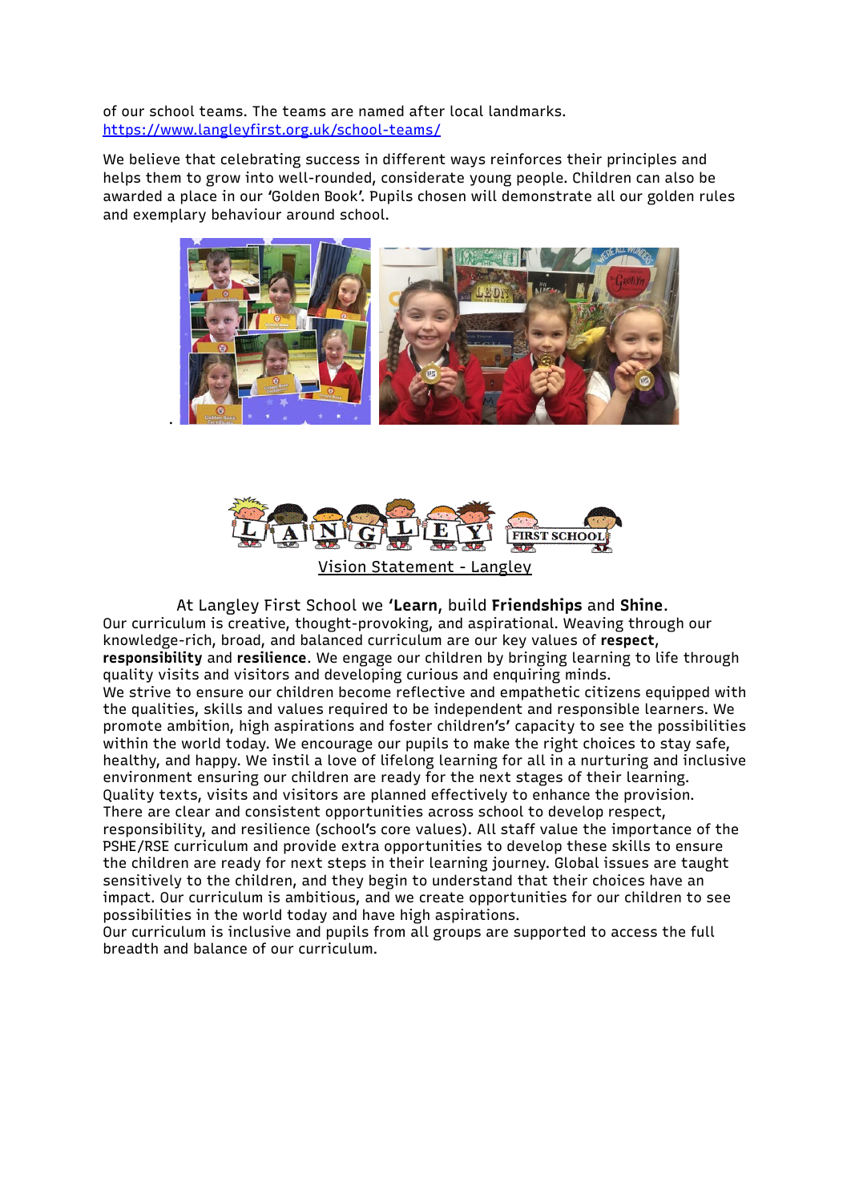of our school teams. The teams are named after local landmarks. [https://www.langleyfirst.org.uk/school-teams/](https://www.langleyfirst.org.uk/school-teams/)

We believe that celebrating success in different ways reinforces their principles and helps them to grow into well-rounded, considerate young people. Children can also be awarded a place in our 'Golden Book'. Pupils chosen will demonstrate all our golden rules and exemplary behaviour around school.

## Vision Statement - Langley

At Langley First School we **'Learn**, build **Friendships** and **Shine**.

Our curriculum is creative, thought-provoking, and aspirational. Weaving through our knowledge-rich, broad, and balanced curriculum are our key values of **respect**, **responsibility** and **resilience**. We engage our children by bringing learning to life through quality visits and visitors and developing curious and enquiring minds.

We strive to ensure our children become reflective and empathetic citizens equipped with the qualities, skills and values required to be independent and responsible learners. We promote ambition, high aspirations and foster children's' capacity to see the possibilities within the world today. We encourage our pupils to make the right choices to stay safe, healthy, and happy. We instil a love of lifelong learning for all in a nurturing and inclusive environment ensuring our children are ready for the next stages of their learning. Quality texts, visits and visitors are planned effectively to enhance the provision. There are clear and consistent opportunities across school to develop respect, responsibility, and resilience (school's core values). All staff value the importance of the PSHE/RSE curriculum and provide extra opportunities to develop these skills to ensure the children are ready for next steps in their learning journey. Global issues are taught sensitively to the children, and they begin to understand that their choices have an impact. Our curriculum is ambitious, and we create opportunities for our children to see possibilities in the world today and have high aspirations.

Our curriculum is inclusive and pupils from all groups are supported to access the full breadth and balance of our curriculum.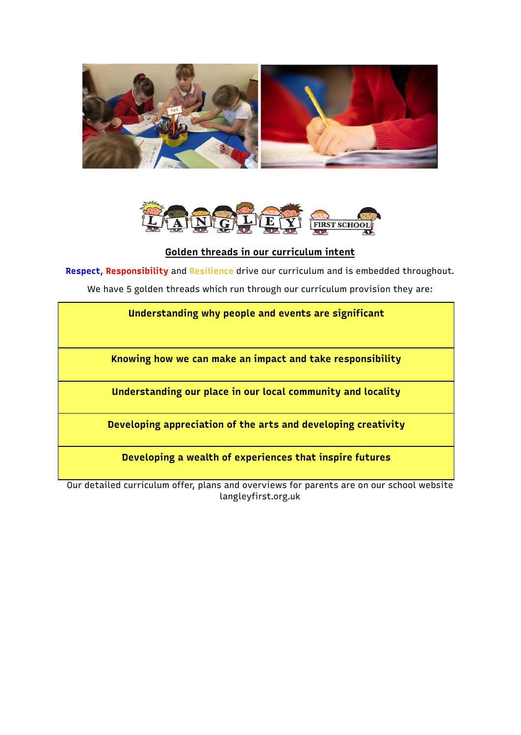## Golden threads in our curriculum intent

**Respect**, **Responsibility** and **Resilience** drive our curriculum and is embedded throughout.

We have 5 golden threads which run through our curriculum provision they are:

| **Understanding why people and events are significant** |
| --- |
| **Knowing how we can make an impact and take responsibility** |
| **Understanding our place in our local community and locality** |
| **Developing appreciation of the arts and developing creativity** |
| **Developing a wealth of experiences that inspire futures** |

Our detailed curriculum offer, plans and overviews for parents are on our school website langleyfirst.org.uk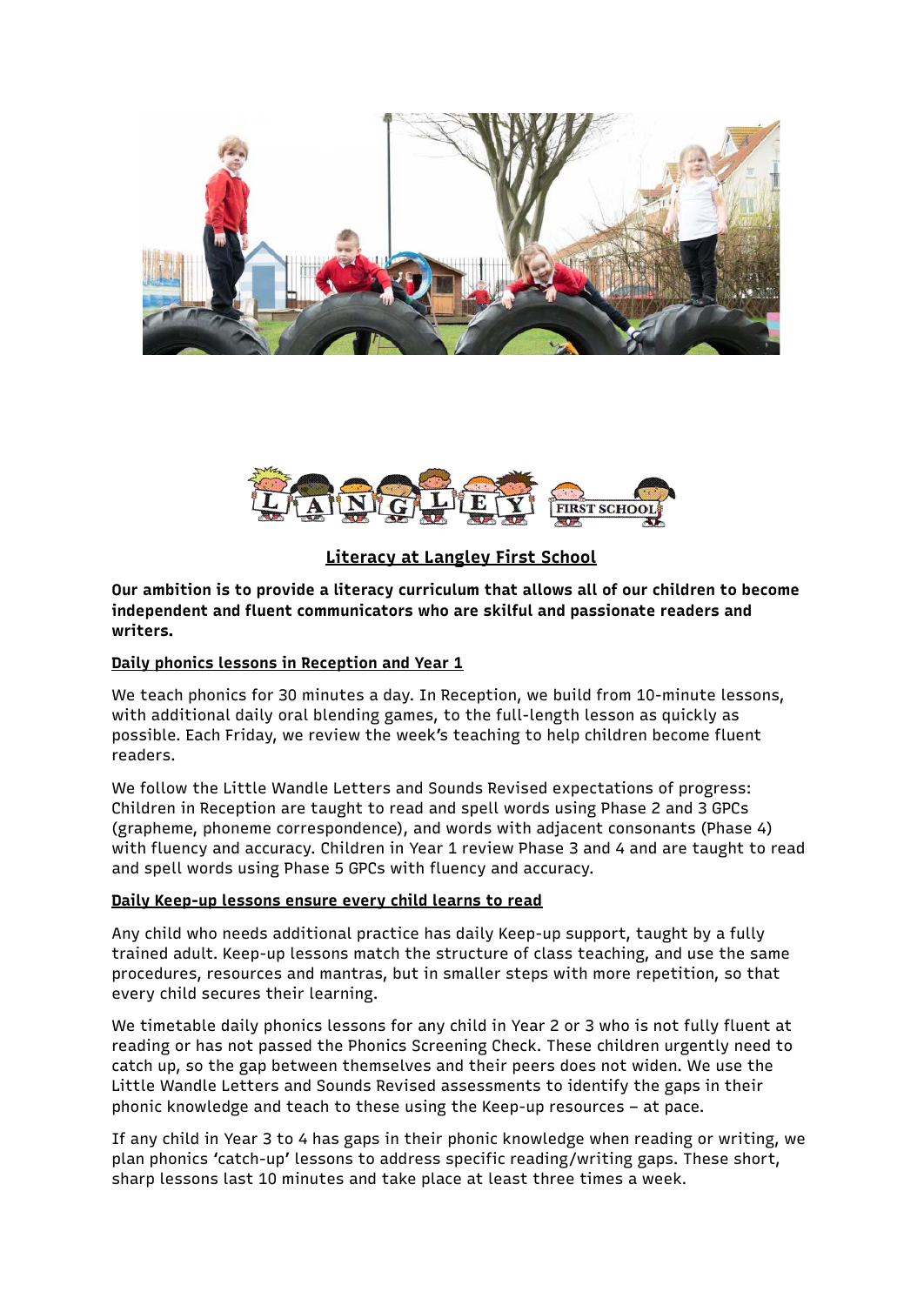## Literacy at Langley First School

**Our ambition is to provide a literacy curriculum that allows all of our children to become independent and fluent communicators who are skilful and passionate readers and writers.**

### Daily phonics lessons in Reception and Year 1

We teach phonics for 30 minutes a day. In Reception, we build from 10-minute lessons, with additional daily oral blending games, to the full-length lesson as quickly as possible. Each Friday, we review the week's teaching to help children become fluent readers.

We follow the Little Wandle Letters and Sounds Revised expectations of progress: Children in Reception are taught to read and spell words using Phase 2 and 3 GPCs (grapheme, phoneme correspondence), and words with adjacent consonants (Phase 4) with fluency and accuracy. Children in Year 1 review Phase 3 and 4 and are taught to read and spell words using Phase 5 GPCs with fluency and accuracy.

### Daily Keep-up lessons ensure every child learns to read

Any child who needs additional practice has daily Keep-up support, taught by a fully trained adult. Keep-up lessons match the structure of class teaching, and use the same procedures, resources and mantras, but in smaller steps with more repetition, so that every child secures their learning.

We timetable daily phonics lessons for any child in Year 2 or 3 who is not fully fluent at reading or has not passed the Phonics Screening Check. These children urgently need to catch up, so the gap between themselves and their peers does not widen. We use the Little Wandle Letters and Sounds Revised assessments to identify the gaps in their phonic knowledge and teach to these using the Keep-up resources – at pace.

If any child in Year 3 to 4 has gaps in their phonic knowledge when reading or writing, we plan phonics 'catch-up' lessons to address specific reading/writing gaps. These short, sharp lessons last 10 minutes and take place at least three times a week.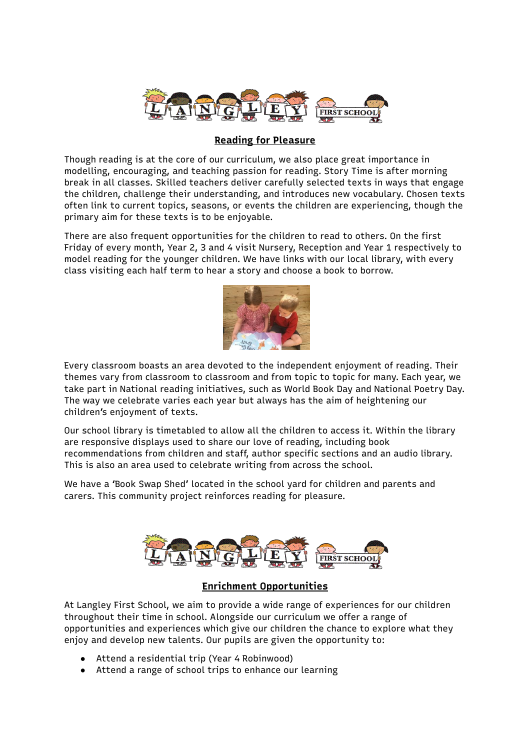## Reading for Pleasure

Though reading is at the core of our curriculum, we also place great importance in modelling, encouraging, and teaching passion for reading. Story Time is after morning break in all classes. Skilled teachers deliver carefully selected texts in ways that engage the children, challenge their understanding, and introduces new vocabulary. Chosen texts often link to current topics, seasons, or events the children are experiencing, though the primary aim for these texts is to be enjoyable.

There are also frequent opportunities for the children to read to others. On the first Friday of every month, Year 2, 3 and 4 visit Nursery, Reception and Year 1 respectively to model reading for the younger children. We have links with our local library, with every class visiting each half term to hear a story and choose a book to borrow.

Every classroom boasts an area devoted to the independent enjoyment of reading. Their themes vary from classroom to classroom and from topic to topic for many. Each year, we take part in National reading initiatives, such as World Book Day and National Poetry Day. The way we celebrate varies each year but always has the aim of heightening our children's enjoyment of texts.

Our school library is timetabled to allow all the children to access it. Within the library are responsive displays used to share our love of reading, including book recommendations from children and staff, author specific sections and an audio library. This is also an area used to celebrate writing from across the school.

We have a 'Book Swap Shed' located in the school yard for children and parents and carers. This community project reinforces reading for pleasure.

## Enrichment Opportunities

At Langley First School, we aim to provide a wide range of experiences for our children throughout their time in school. Alongside our curriculum we offer a range of opportunities and experiences which give our children the chance to explore what they enjoy and develop new talents. Our pupils are given the opportunity to:

- Attend a residential trip (Year 4 Robinwood)
- Attend a range of school trips to enhance our learning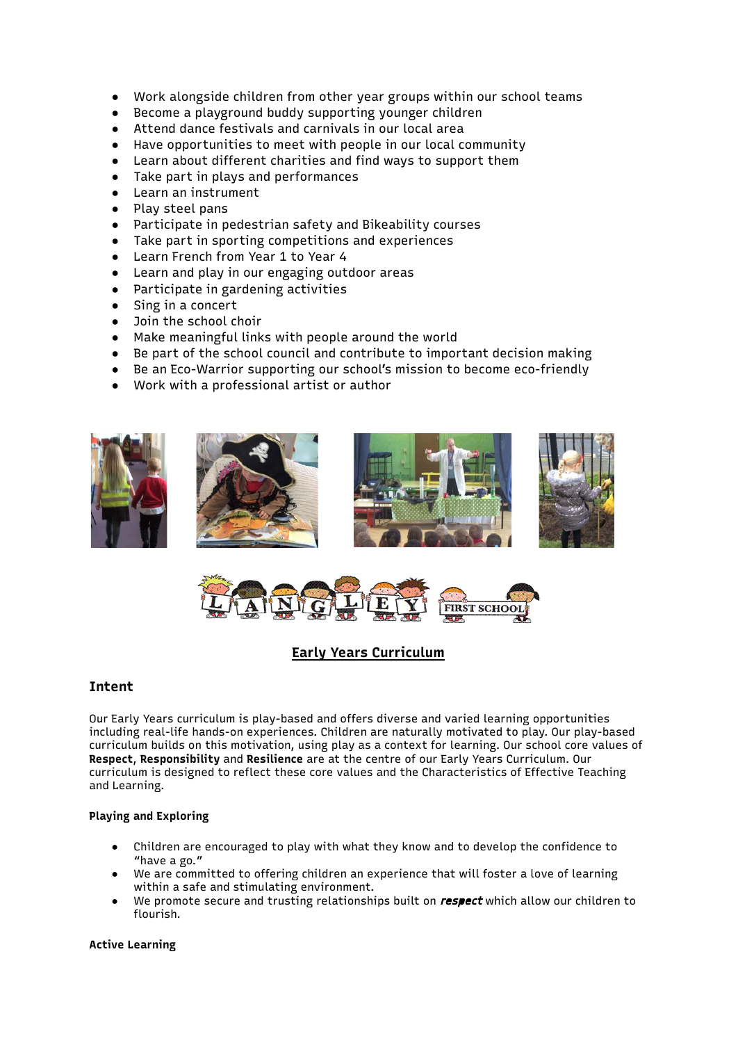- Work alongside children from other year groups within our school teams
- Become a playground buddy supporting younger children
- Attend dance festivals and carnivals in our local area
- Have opportunities to meet with people in our local community
- Learn about different charities and find ways to support them
- Take part in plays and performances
- Learn an instrument
- Play steel pans
- Participate in pedestrian safety and Bikeability courses
- Take part in sporting competitions and experiences
- Learn French from Year 1 to Year 4
- Learn and play in our engaging outdoor areas
- Participate in gardening activities
- Sing in a concert
- Join the school choir
- Make meaningful links with people around the world
- Be part of the school council and contribute to important decision making
- Be an Eco-Warrior supporting our school's mission to become eco-friendly
- Work with a professional artist or author

LANGLEY FIRST SCHOOL

## Early Years Curriculum

### Intent

Our Early Years curriculum is play-based and offers diverse and varied learning opportunities including real-life hands-on experiences. Children are naturally motivated to play. Our play-based curriculum builds on this motivation, using play as a context for learning. Our school core values of **Respect**, **Responsibility** and **Resilience** are at the centre of our Early Years Curriculum. Our curriculum is designed to reflect these core values and the Characteristics of Effective Teaching and Learning.

#### Playing and Exploring

- Children are encouraged to play with what they know and to develop the confidence to "have a go."
- We are committed to offering children an experience that will foster a love of learning within a safe and stimulating environment.
- We promote secure and trusting relationships built on ***respect*** which allow our children to flourish.

#### Active Learning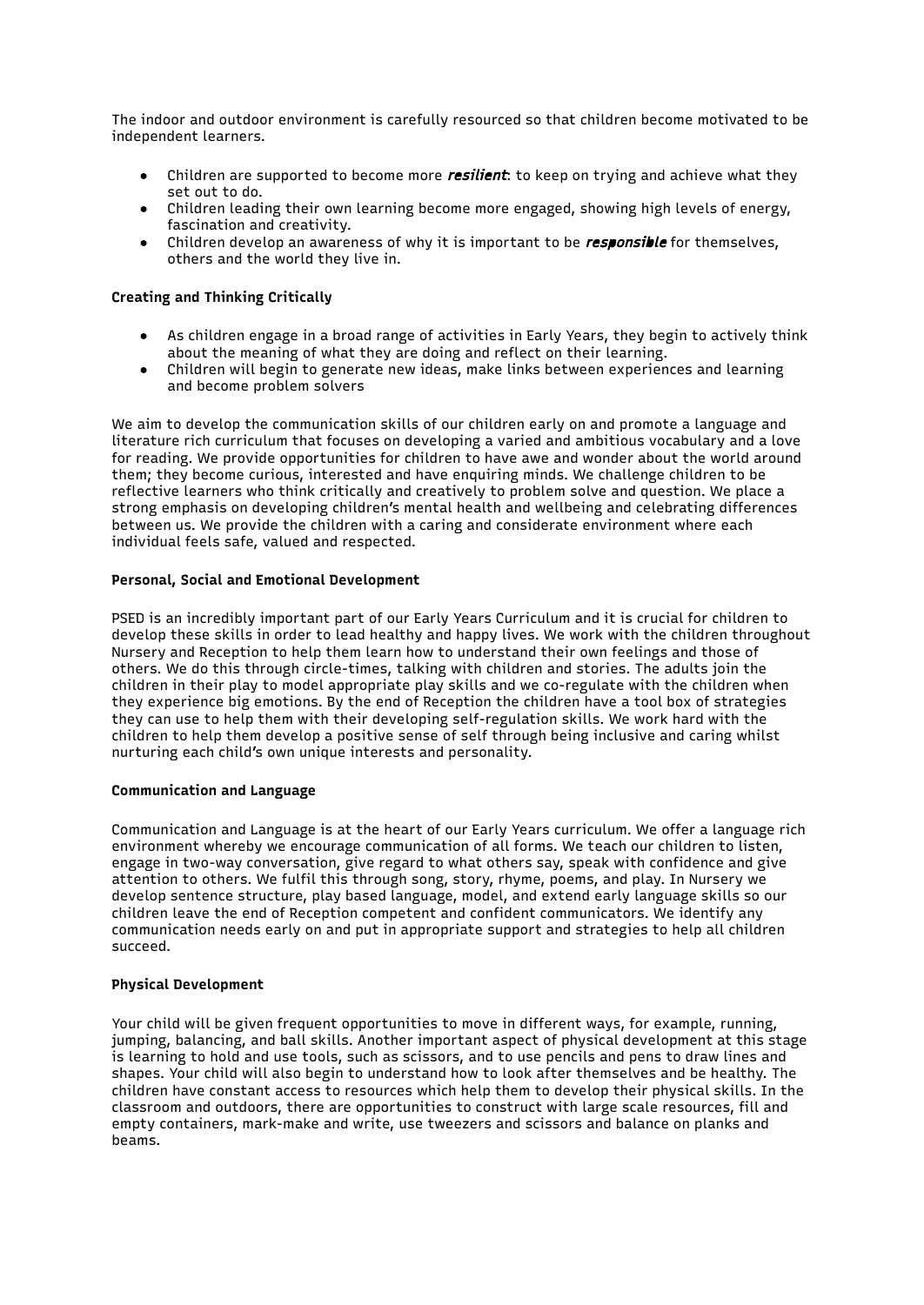The indoor and outdoor environment is carefully resourced so that children become motivated to be independent learners.

- Children are supported to become more ***resilient***: to keep on trying and achieve what they set out to do.
- Children leading their own learning become more engaged, showing high levels of energy, fascination and creativity.
- Children develop an awareness of why it is important to be ***responsible*** for themselves, others and the world they live in.

**Creating and Thinking Critically**

- As children engage in a broad range of activities in Early Years, they begin to actively think about the meaning of what they are doing and reflect on their learning.
- Children will begin to generate new ideas, make links between experiences and learning and become problem solvers

We aim to develop the communication skills of our children early on and promote a language and literature rich curriculum that focuses on developing a varied and ambitious vocabulary and a love for reading. We provide opportunities for children to have awe and wonder about the world around them; they become curious, interested and have enquiring minds. We challenge children to be reflective learners who think critically and creatively to problem solve and question. We place a strong emphasis on developing children's mental health and wellbeing and celebrating differences between us. We provide the children with a caring and considerate environment where each individual feels safe, valued and respected.

**Personal, Social and Emotional Development**

PSED is an incredibly important part of our Early Years Curriculum and it is crucial for children to develop these skills in order to lead healthy and happy lives. We work with the children throughout Nursery and Reception to help them learn how to understand their own feelings and those of others. We do this through circle-times, talking with children and stories. The adults join the children in their play to model appropriate play skills and we co-regulate with the children when they experience big emotions. By the end of Reception the children have a tool box of strategies they can use to help them with their developing self-regulation skills. We work hard with the children to help them develop a positive sense of self through being inclusive and caring whilst nurturing each child's own unique interests and personality.

**Communication and Language**

Communication and Language is at the heart of our Early Years curriculum. We offer a language rich environment whereby we encourage communication of all forms. We teach our children to listen, engage in two-way conversation, give regard to what others say, speak with confidence and give attention to others. We fulfil this through song, story, rhyme, poems, and play. In Nursery we develop sentence structure, play based language, model, and extend early language skills so our children leave the end of Reception competent and confident communicators. We identify any communication needs early on and put in appropriate support and strategies to help all children succeed.

**Physical Development**

Your child will be given frequent opportunities to move in different ways, for example, running, jumping, balancing, and ball skills. Another important aspect of physical development at this stage is learning to hold and use tools, such as scissors, and to use pencils and pens to draw lines and shapes. Your child will also begin to understand how to look after themselves and be healthy. The children have constant access to resources which help them to develop their physical skills. In the classroom and outdoors, there are opportunities to construct with large scale resources, fill and empty containers, mark-make and write, use tweezers and scissors and balance on planks and beams.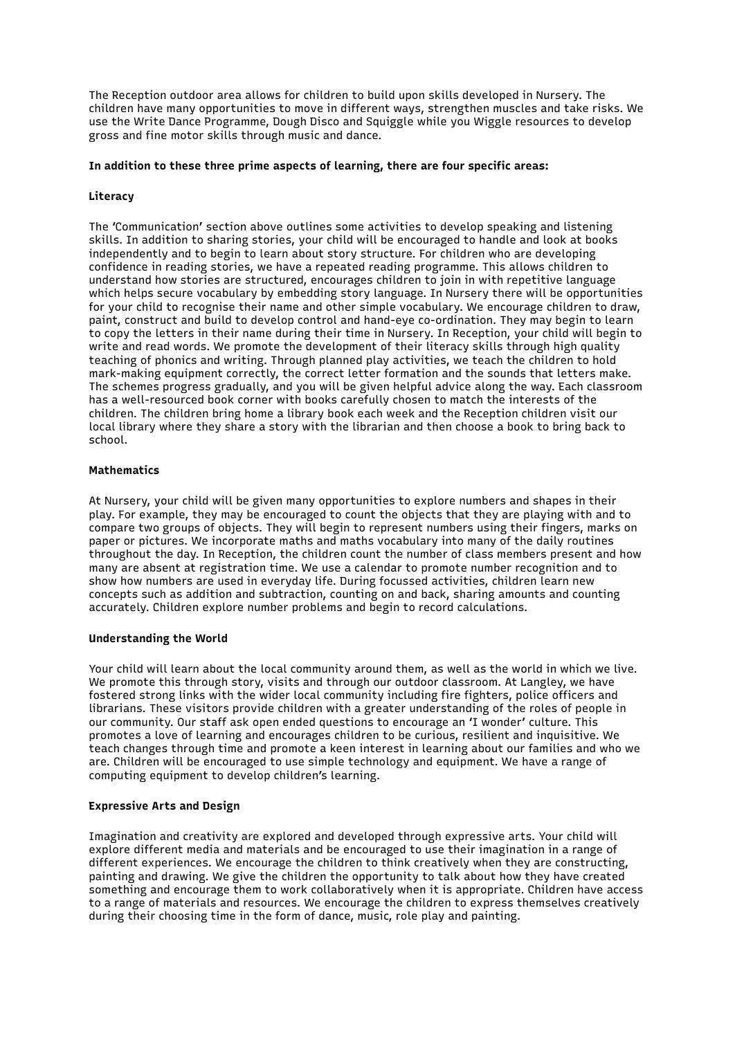The Reception outdoor area allows for children to build upon skills developed in Nursery. The children have many opportunities to move in different ways, strengthen muscles and take risks. We use the Write Dance Programme, Dough Disco and Squiggle while you Wiggle resources to develop gross and fine motor skills through music and dance.

**In addition to these three prime aspects of learning, there are four specific areas:**

**Literacy**

The 'Communication' section above outlines some activities to develop speaking and listening skills. In addition to sharing stories, your child will be encouraged to handle and look at books independently and to begin to learn about story structure. For children who are developing confidence in reading stories, we have a repeated reading programme. This allows children to understand how stories are structured, encourages children to join in with repetitive language which helps secure vocabulary by embedding story language. In Nursery there will be opportunities for your child to recognise their name and other simple vocabulary. We encourage children to draw, paint, construct and build to develop control and hand-eye co-ordination. They may begin to learn to copy the letters in their name during their time in Nursery. In Reception, your child will begin to write and read words. We promote the development of their literacy skills through high quality teaching of phonics and writing. Through planned play activities, we teach the children to hold mark-making equipment correctly, the correct letter formation and the sounds that letters make. The schemes progress gradually, and you will be given helpful advice along the way. Each classroom has a well-resourced book corner with books carefully chosen to match the interests of the children. The children bring home a library book each week and the Reception children visit our local library where they share a story with the librarian and then choose a book to bring back to school.

**Mathematics**

At Nursery, your child will be given many opportunities to explore numbers and shapes in their play. For example, they may be encouraged to count the objects that they are playing with and to compare two groups of objects. They will begin to represent numbers using their fingers, marks on paper or pictures. We incorporate maths and maths vocabulary into many of the daily routines throughout the day. In Reception, the children count the number of class members present and how many are absent at registration time. We use a calendar to promote number recognition and to show how numbers are used in everyday life. During focussed activities, children learn new concepts such as addition and subtraction, counting on and back, sharing amounts and counting accurately. Children explore number problems and begin to record calculations.

**Understanding the World**

Your child will learn about the local community around them, as well as the world in which we live. We promote this through story, visits and through our outdoor classroom. At Langley, we have fostered strong links with the wider local community including fire fighters, police officers and librarians. These visitors provide children with a greater understanding of the roles of people in our community. Our staff ask open ended questions to encourage an 'I wonder' culture. This promotes a love of learning and encourages children to be curious, resilient and inquisitive. We teach changes through time and promote a keen interest in learning about our families and who we are. Children will be encouraged to use simple technology and equipment. We have a range of computing equipment to develop children's learning.

**Expressive Arts and Design**

Imagination and creativity are explored and developed through expressive arts. Your child will explore different media and materials and be encouraged to use their imagination in a range of different experiences. We encourage the children to think creatively when they are constructing, painting and drawing. We give the children the opportunity to talk about how they have created something and encourage them to work collaboratively when it is appropriate. Children have access to a range of materials and resources. We encourage the children to express themselves creatively during their choosing time in the form of dance, music, role play and painting.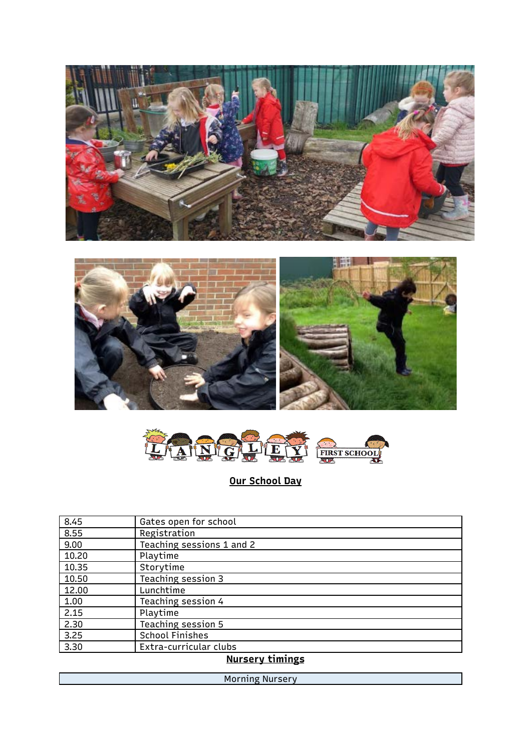## Our School Day

| | |
|---|---|
| 8.45 | Gates open for school |
| 8.55 | Registration |
| 9.00 | Teaching sessions 1 and 2 |
| 10.20 | Playtime |
| 10.35 | Storytime |
| 10.50 | Teaching session 3 |
| 12.00 | Lunchtime |
| 1.00 | Teaching session 4 |
| 2.15 | Playtime |
| 2.30 | Teaching session 5 |
| 3.25 | School Finishes |
| 3.30 | Extra-curricular clubs |

## Nursery timings

| Morning Nursery |
|---|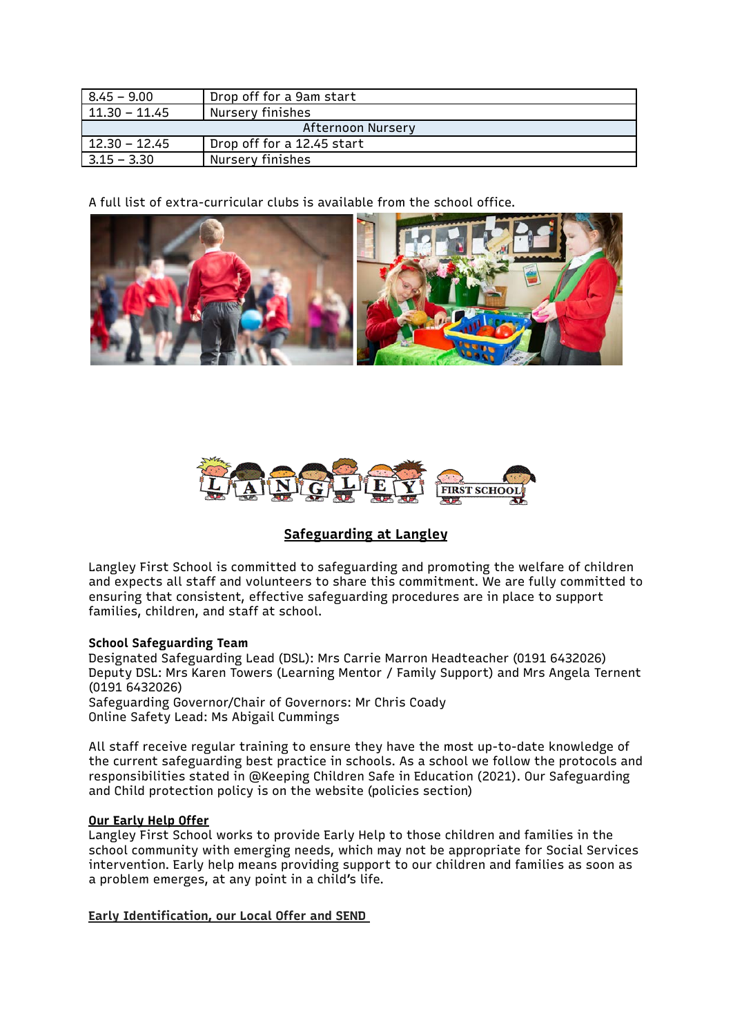| 8.45 – 9.00 | Drop off for a 9am start |
|---|---|
| 11.30 – 11.45 | Nursery finishes |
| Afternoon Nursery | |
| 12.30 – 12.45 | Drop off for a 12.45 start |
| 3.15 – 3.30 | Nursery finishes |

A full list of extra-curricular clubs is available from the school office.

## Safeguarding at Langley

Langley First School is committed to safeguarding and promoting the welfare of children and expects all staff and volunteers to share this commitment. We are fully committed to ensuring that consistent, effective safeguarding procedures are in place to support families, children, and staff at school.

**School Safeguarding Team**
Designated Safeguarding Lead (DSL): Mrs Carrie Marron Headteacher (0191 6432026)
Deputy DSL: Mrs Karen Towers (Learning Mentor / Family Support) and Mrs Angela Ternent (0191 6432026)
Safeguarding Governor/Chair of Governors: Mr Chris Coady
Online Safety Lead: Ms Abigail Cummings

All staff receive regular training to ensure they have the most up-to-date knowledge of the current safeguarding best practice in schools. As a school we follow the protocols and responsibilities stated in @Keeping Children Safe in Education (2021). Our Safeguarding and Child protection policy is on the website (policies section)

**Our Early Help Offer**
Langley First School works to provide Early Help to those children and families in the school community with emerging needs, which may not be appropriate for Social Services intervention. Early help means providing support to our children and families as soon as a problem emerges, at any point in a child's life.

**Early Identification, our Local Offer and SEND**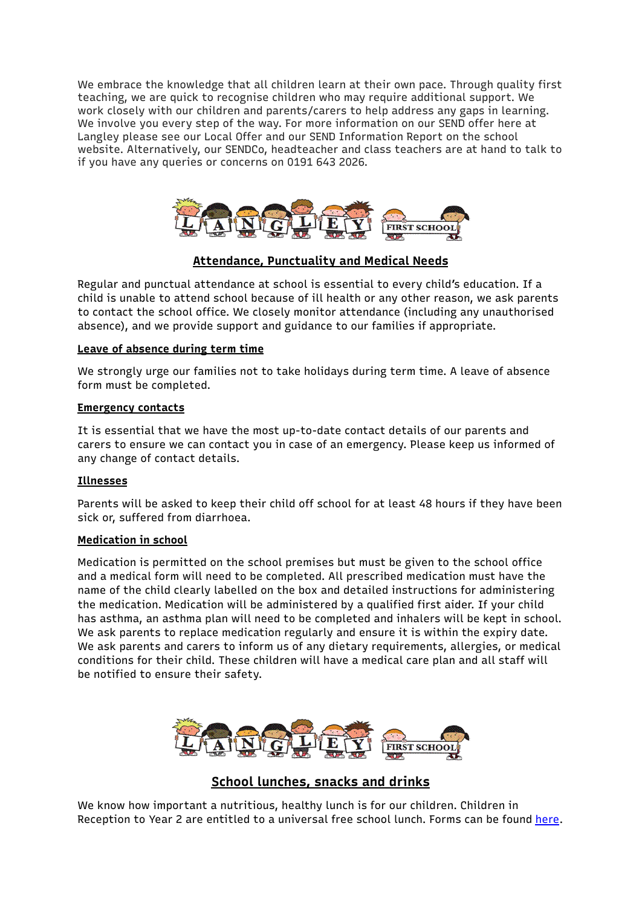We embrace the knowledge that all children learn at their own pace. Through quality first teaching, we are quick to recognise children who may require additional support. We work closely with our children and parents/carers to help address any gaps in learning. We involve you every step of the way. For more information on our SEND offer here at Langley please see our Local Offer and our SEND Information Report on the school website. Alternatively, our SENDCo, headteacher and class teachers are at hand to talk to if you have any queries or concerns on 0191 643 2026.

## Attendance, Punctuality and Medical Needs

Regular and punctual attendance at school is essential to every child's education. If a child is unable to attend school because of ill health or any other reason, we ask parents to contact the school office. We closely monitor attendance (including any unauthorised absence), and we provide support and guidance to our families if appropriate.

### Leave of absence during term time

We strongly urge our families not to take holidays during term time. A leave of absence form must be completed.

### Emergency contacts

It is essential that we have the most up-to-date contact details of our parents and carers to ensure we can contact you in case of an emergency. Please keep us informed of any change of contact details.

### Illnesses

Parents will be asked to keep their child off school for at least 48 hours if they have been sick or, suffered from diarrhoea.

### Medication in school

Medication is permitted on the school premises but must be given to the school office and a medical form will need to be completed. All prescribed medication must have the name of the child clearly labelled on the box and detailed instructions for administering the medication. Medication will be administered by a qualified first aider. If your child has asthma, an asthma plan will need to be completed and inhalers will be kept in school. We ask parents to replace medication regularly and ensure it is within the expiry date. We ask parents and carers to inform us of any dietary requirements, allergies, or medical conditions for their child. These children will have a medical care plan and all staff will be notified to ensure their safety.

## School lunches, snacks and drinks

We know how important a nutritious, healthy lunch is for our children. Children in Reception to Year 2 are entitled to a universal free school lunch. Forms can be found here.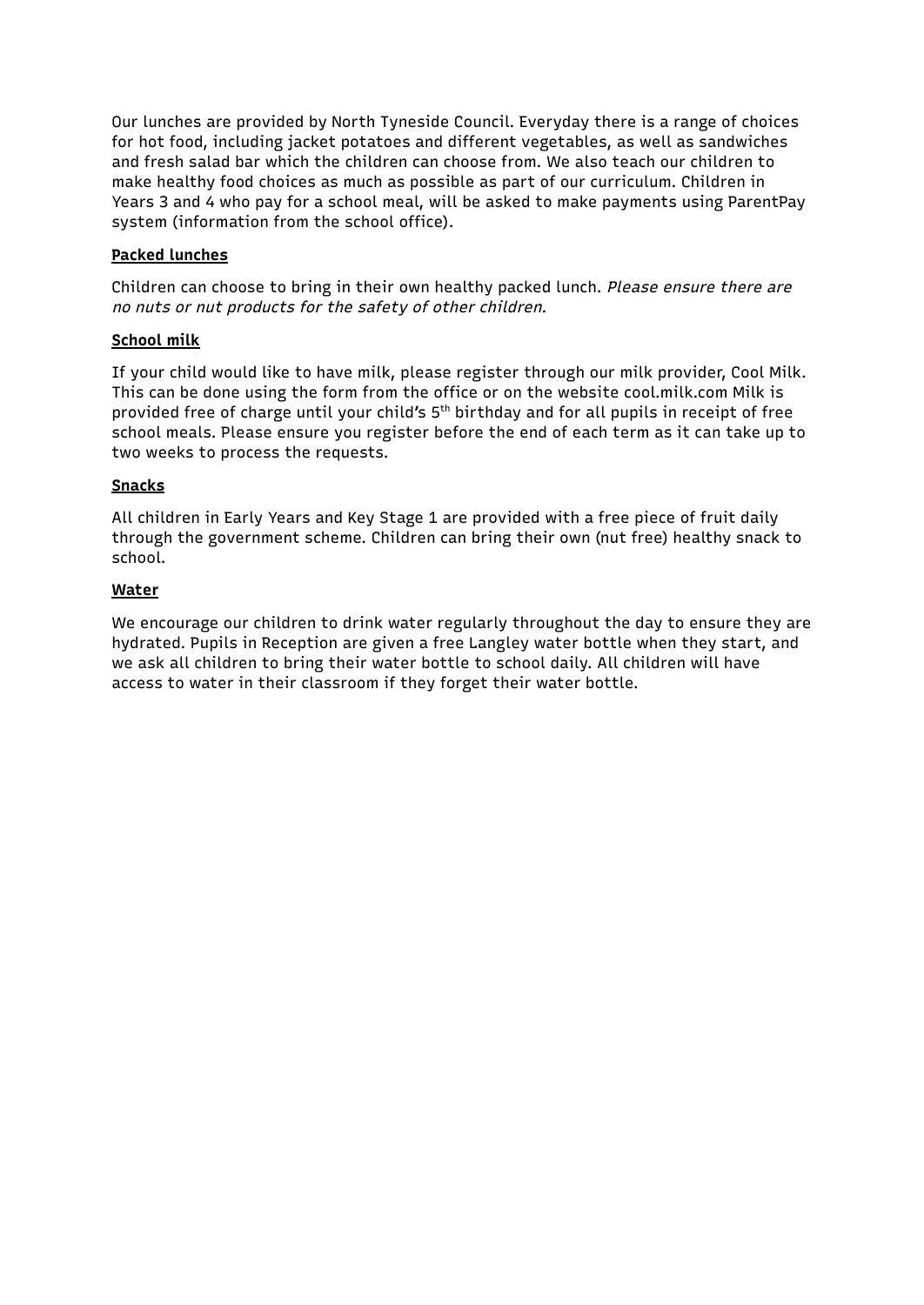Our lunches are provided by North Tyneside Council. Everyday there is a range of choices for hot food, including jacket potatoes and different vegetables, as well as sandwiches and fresh salad bar which the children can choose from. We also teach our children to make healthy food choices as much as possible as part of our curriculum. Children in Years 3 and 4 who pay for a school meal, will be asked to make payments using ParentPay system (information from the school office).

**Packed lunches**

Children can choose to bring in their own healthy packed lunch. *Please ensure there are no nuts or nut products for the safety of other children.*

**School milk**

If your child would like to have milk, please register through our milk provider, Cool Milk. This can be done using the form from the office or on the website cool.milk.com Milk is provided free of charge until your child's 5th birthday and for all pupils in receipt of free school meals. Please ensure you register before the end of each term as it can take up to two weeks to process the requests.

**Snacks**

All children in Early Years and Key Stage 1 are provided with a free piece of fruit daily through the government scheme. Children can bring their own (nut free) healthy snack to school.

**Water**

We encourage our children to drink water regularly throughout the day to ensure they are hydrated. Pupils in Reception are given a free Langley water bottle when they start, and we ask all children to bring their water bottle to school daily. All children will have access to water in their classroom if they forget their water bottle.